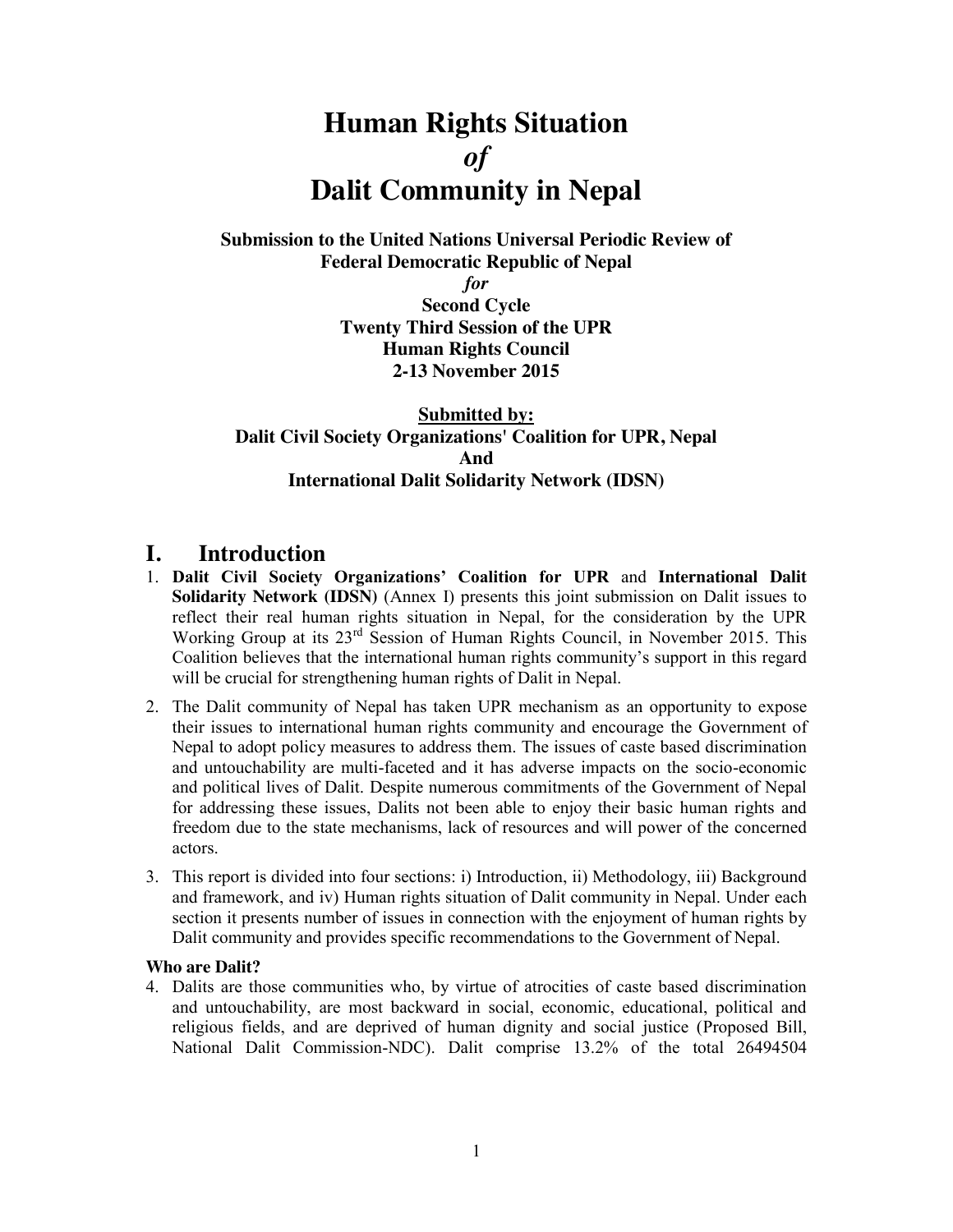# Human Rights Situation
## *of*
# Dalit Community in Nepal

**Submission to the United Nations Universal Periodic Review of**
**Federal Democratic Republic of Nepal**
***for***
**Second Cycle**
**Twenty Third Session of the UPR**
**Human Rights Council**
**2-13 November 2015**

**Submitted by:**
**Dalit Civil Society Organizations' Coalition for UPR, Nepal**
**And**
**International Dalit Solidarity Network (IDSN)**

## I. Introduction

1. **Dalit Civil Society Organizations' Coalition for UPR** and **International Dalit Solidarity Network (IDSN)** (Annex I) presents this joint submission on Dalit issues to reflect their real human rights situation in Nepal, for the consideration by the UPR Working Group at its 23rd Session of Human Rights Council, in November 2015. This Coalition believes that the international human rights community's support in this regard will be crucial for strengthening human rights of Dalit in Nepal.

2. The Dalit community of Nepal has taken UPR mechanism as an opportunity to expose their issues to international human rights community and encourage the Government of Nepal to adopt policy measures to address them. The issues of caste based discrimination and untouchability are multi-faceted and it has adverse impacts on the socio-economic and political lives of Dalit. Despite numerous commitments of the Government of Nepal for addressing these issues, Dalits not been able to enjoy their basic human rights and freedom due to the state mechanisms, lack of resources and will power of the concerned actors.

3. This report is divided into four sections: i) Introduction, ii) Methodology, iii) Background and framework, and iv) Human rights situation of Dalit community in Nepal. Under each section it presents number of issues in connection with the enjoyment of human rights by Dalit community and provides specific recommendations to the Government of Nepal.

**Who are Dalit?**

4. Dalits are those communities who, by virtue of atrocities of caste based discrimination and untouchability, are most backward in social, economic, educational, political and religious fields, and are deprived of human dignity and social justice (Proposed Bill, National Dalit Commission-NDC). Dalit comprise 13.2% of the total 26494504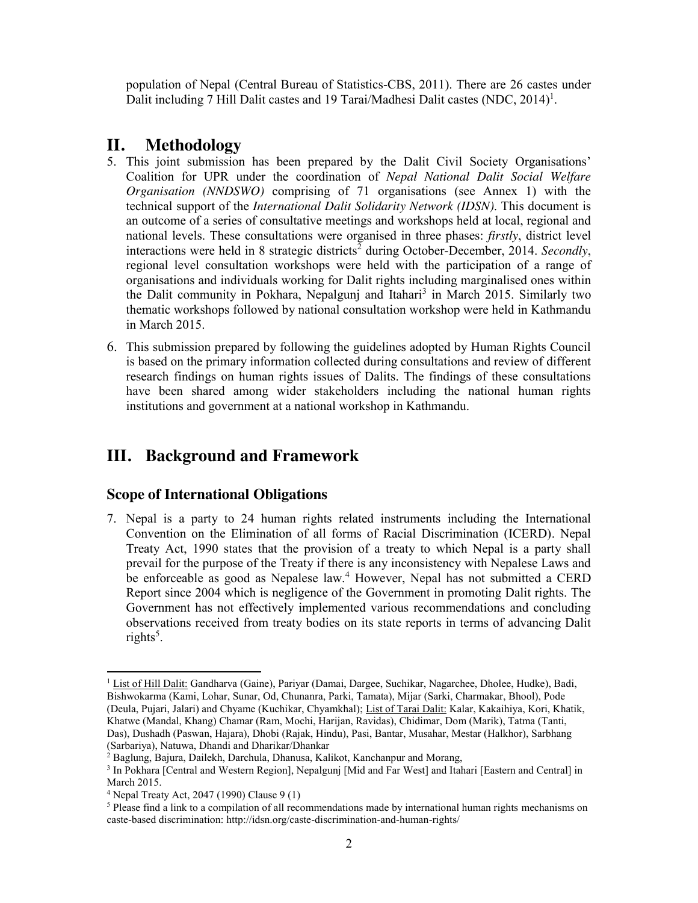population of Nepal (Central Bureau of Statistics-CBS, 2011). There are 26 castes under Dalit including 7 Hill Dalit castes and 19 Tarai/Madhesi Dalit castes (NDC, 2014)[1].

## II. Methodology

5. This joint submission has been prepared by the Dalit Civil Society Organisations' Coalition for UPR under the coordination of *Nepal National Dalit Social Welfare Organisation (NNDSWO)* comprising of 71 organisations (see Annex 1) with the technical support of the *International Dalit Solidarity Network (IDSN)*. This document is an outcome of a series of consultative meetings and workshops held at local, regional and national levels. These consultations were organised in three phases: *firstly*, district level interactions were held in 8 strategic districts[2] during October-December, 2014. *Secondly*, regional level consultation workshops were held with the participation of a range of organisations and individuals working for Dalit rights including marginalised ones within the Dalit community in Pokhara, Nepalgunj and Itahari[3] in March 2015. Similarly two thematic workshops followed by national consultation workshop were held in Kathmandu in March 2015.

6. This submission prepared by following the guidelines adopted by Human Rights Council is based on the primary information collected during consultations and review of different research findings on human rights issues of Dalits. The findings of these consultations have been shared among wider stakeholders including the national human rights institutions and government at a national workshop in Kathmandu.

## III. Background and Framework

### Scope of International Obligations

7. Nepal is a party to 24 human rights related instruments including the International Convention on the Elimination of all forms of Racial Discrimination (ICERD). Nepal Treaty Act, 1990 states that the provision of a treaty to which Nepal is a party shall prevail for the purpose of the Treaty if there is any inconsistency with Nepalese Laws and be enforceable as good as Nepalese law.[4] However, Nepal has not submitted a CERD Report since 2004 which is negligence of the Government in promoting Dalit rights. The Government has not effectively implemented various recommendations and concluding observations received from treaty bodies on its state reports in terms of advancing Dalit rights[5].

---

[1] List of Hill Dalit: Gandharva (Gaine), Pariyar (Damai, Dargee, Suchikar, Nagarchee, Dholee, Hudke), Badi, Bishwokarma (Kami, Lohar, Sunar, Od, Chunanra, Parki, Tamata), Mijar (Sarki, Charmakar, Bhool), Pode (Deula, Pujari, Jalari) and Chyame (Kuchikar, Chyamkhal); List of Tarai Dalit: Kalar, Kakaihiya, Kori, Khatik, Khatwe (Mandal, Khang) Chamar (Ram, Mochi, Harijan, Ravidas), Chidimar, Dom (Marik), Tatma (Tanti, Das), Dushadh (Paswan, Hajara), Dhobi (Rajak, Hindu), Pasi, Bantar, Musahar, Mestar (Halkhor), Sarbhang (Sarbariya), Natuwa, Dhandi and Dharikar/Dhankar

[2] Baglung, Bajura, Dailekh, Darchula, Dhanusa, Kalikot, Kanchanpur and Morang,

[3] In Pokhara [Central and Western Region], Nepalgunj [Mid and Far West] and Itahari [Eastern and Central] in March 2015.

[4] Nepal Treaty Act, 2047 (1990) Clause 9 (1)

[5] Please find a link to a compilation of all recommendations made by international human rights mechanisms on caste-based discrimination: http://idsn.org/caste-discrimination-and-human-rights/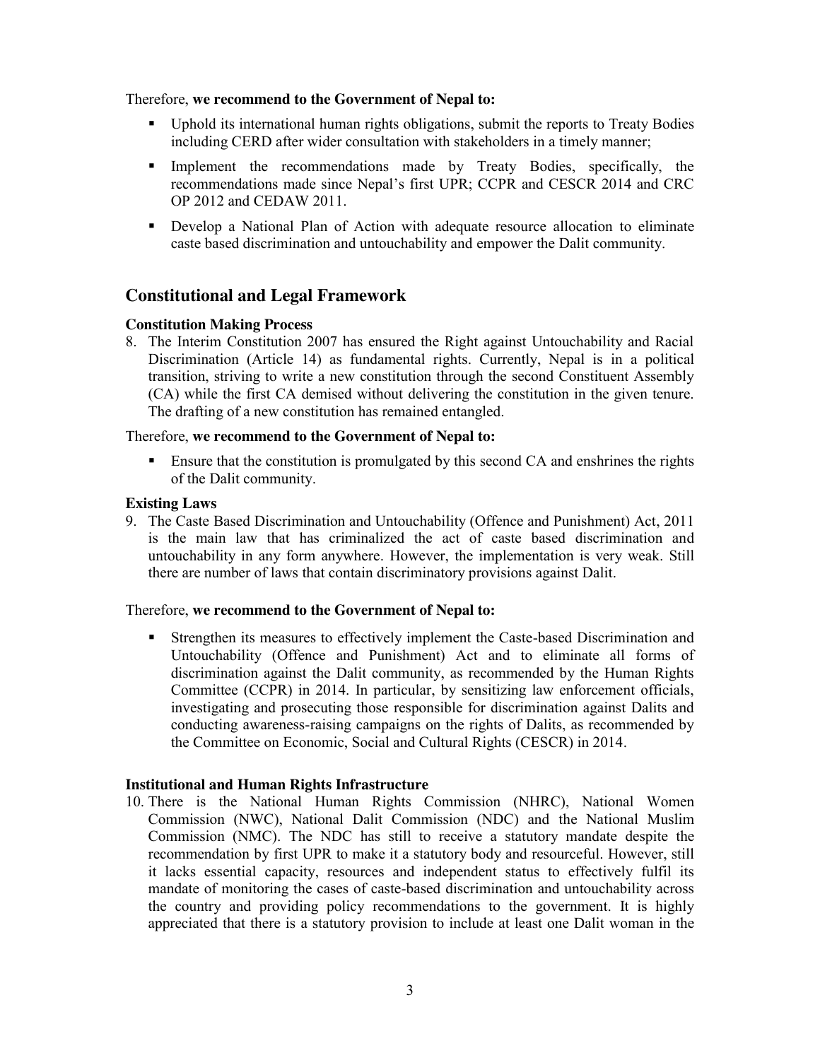Therefore, **we recommend to the Government of Nepal to:**

- Uphold its international human rights obligations, submit the reports to Treaty Bodies including CERD after wider consultation with stakeholders in a timely manner;
- Implement the recommendations made by Treaty Bodies, specifically, the recommendations made since Nepal's first UPR; CCPR and CESCR 2014 and CRC OP 2012 and CEDAW 2011.
- Develop a National Plan of Action with adequate resource allocation to eliminate caste based discrimination and untouchability and empower the Dalit community.

## Constitutional and Legal Framework

### Constitution Making Process

8. The Interim Constitution 2007 has ensured the Right against Untouchability and Racial Discrimination (Article 14) as fundamental rights. Currently, Nepal is in a political transition, striving to write a new constitution through the second Constituent Assembly (CA) while the first CA demised without delivering the constitution in the given tenure. The drafting of a new constitution has remained entangled.

Therefore, **we recommend to the Government of Nepal to:**

- Ensure that the constitution is promulgated by this second CA and enshrines the rights of the Dalit community.

### Existing Laws

9. The Caste Based Discrimination and Untouchability (Offence and Punishment) Act, 2011 is the main law that has criminalized the act of caste based discrimination and untouchability in any form anywhere. However, the implementation is very weak. Still there are number of laws that contain discriminatory provisions against Dalit.

Therefore, **we recommend to the Government of Nepal to:**

- Strengthen its measures to effectively implement the Caste-based Discrimination and Untouchability (Offence and Punishment) Act and to eliminate all forms of discrimination against the Dalit community, as recommended by the Human Rights Committee (CCPR) in 2014. In particular, by sensitizing law enforcement officials, investigating and prosecuting those responsible for discrimination against Dalits and conducting awareness-raising campaigns on the rights of Dalits, as recommended by the Committee on Economic, Social and Cultural Rights (CESCR) in 2014.

### Institutional and Human Rights Infrastructure

10. There is the National Human Rights Commission (NHRC), National Women Commission (NWC), National Dalit Commission (NDC) and the National Muslim Commission (NMC). The NDC has still to receive a statutory mandate despite the recommendation by first UPR to make it a statutory body and resourceful. However, still it lacks essential capacity, resources and independent status to effectively fulfil its mandate of monitoring the cases of caste-based discrimination and untouchability across the country and providing policy recommendations to the government. It is highly appreciated that there is a statutory provision to include at least one Dalit woman in the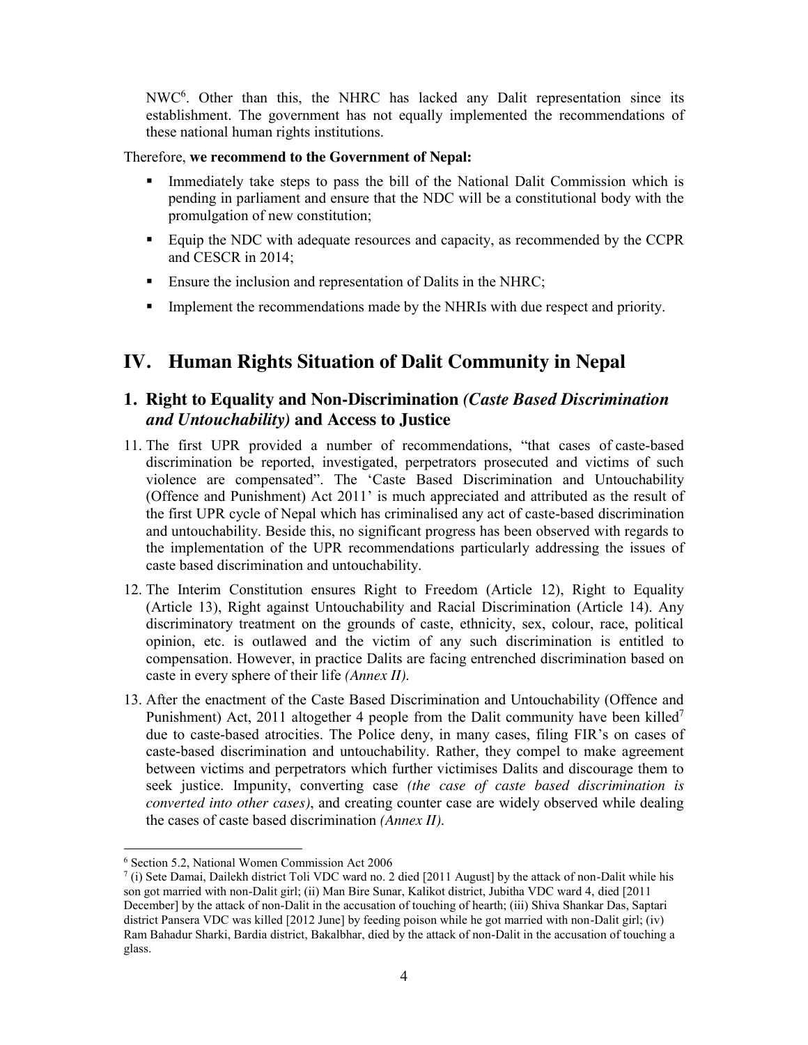NWC[6]. Other than this, the NHRC has lacked any Dalit representation since its establishment. The government has not equally implemented the recommendations of these national human rights institutions.

Therefore, **we recommend to the Government of Nepal:**

- Immediately take steps to pass the bill of the National Dalit Commission which is pending in parliament and ensure that the NDC will be a constitutional body with the promulgation of new constitution;
- Equip the NDC with adequate resources and capacity, as recommended by the CCPR and CESCR in 2014;
- Ensure the inclusion and representation of Dalits in the NHRC;
- Implement the recommendations made by the NHRIs with due respect and priority.

## IV. Human Rights Situation of Dalit Community in Nepal

### 1. Right to Equality and Non-Discrimination *(Caste Based Discrimination and Untouchability)* and Access to Justice

11. The first UPR provided a number of recommendations, "that cases of caste-based discrimination be reported, investigated, perpetrators prosecuted and victims of such violence are compensated". The 'Caste Based Discrimination and Untouchability (Offence and Punishment) Act 2011' is much appreciated and attributed as the result of the first UPR cycle of Nepal which has criminalised any act of caste-based discrimination and untouchability. Beside this, no significant progress has been observed with regards to the implementation of the UPR recommendations particularly addressing the issues of caste based discrimination and untouchability.

12. The Interim Constitution ensures Right to Freedom (Article 12), Right to Equality (Article 13), Right against Untouchability and Racial Discrimination (Article 14). Any discriminatory treatment on the grounds of caste, ethnicity, sex, colour, race, political opinion, etc. is outlawed and the victim of any such discrimination is entitled to compensation. However, in practice Dalits are facing entrenched discrimination based on caste in every sphere of their life *(Annex II)*.

13. After the enactment of the Caste Based Discrimination and Untouchability (Offence and Punishment) Act, 2011 altogether 4 people from the Dalit community have been killed[7] due to caste-based atrocities. The Police deny, in many cases, filing FIR's on cases of caste-based discrimination and untouchability. Rather, they compel to make agreement between victims and perpetrators which further victimises Dalits and discourage them to seek justice. Impunity, converting case *(the case of caste based discrimination is converted into other cases)*, and creating counter case are widely observed while dealing the cases of caste based discrimination *(Annex II)*.

---

[6] Section 5.2, National Women Commission Act 2006

[7] (i) Sete Damai, Dailekh district Toli VDC ward no. 2 died [2011 August] by the attack of non-Dalit while his son got married with non-Dalit girl; (ii) Man Bire Sunar, Kalikot district, Jubitha VDC ward 4, died [2011 December] by the attack of non-Dalit in the accusation of touching of hearth; (iii) Shiva Shankar Das, Saptari district Pansera VDC was killed [2012 June] by feeding poison while he got married with non-Dalit girl; (iv) Ram Bahadur Sharki, Bardia district, Bakalbhar, died by the attack of non-Dalit in the accusation of touching a glass.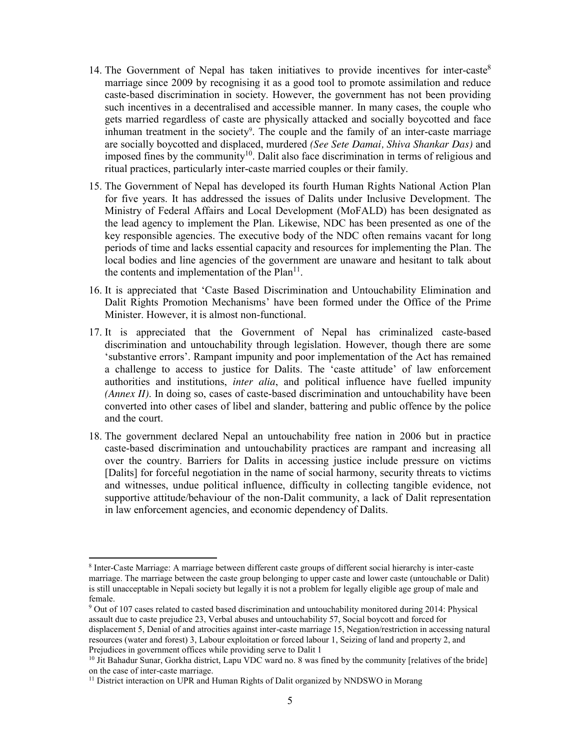14. The Government of Nepal has taken initiatives to provide incentives for inter-caste[8] marriage since 2009 by recognising it as a good tool to promote assimilation and reduce caste-based discrimination in society. However, the government has not been providing such incentives in a decentralised and accessible manner. In many cases, the couple who gets married regardless of caste are physically attacked and socially boycotted and face inhuman treatment in the society[9]. The couple and the family of an inter-caste marriage are socially boycotted and displaced, murdered *(See Sete Damai, Shiva Shankar Das)* and imposed fines by the community[10]. Dalit also face discrimination in terms of religious and ritual practices, particularly inter-caste married couples or their family.

15. The Government of Nepal has developed its fourth Human Rights National Action Plan for five years. It has addressed the issues of Dalits under Inclusive Development. The Ministry of Federal Affairs and Local Development (MoFALD) has been designated as the lead agency to implement the Plan. Likewise, NDC has been presented as one of the key responsible agencies. The executive body of the NDC often remains vacant for long periods of time and lacks essential capacity and resources for implementing the Plan. The local bodies and line agencies of the government are unaware and hesitant to talk about the contents and implementation of the Plan[11].

16. It is appreciated that 'Caste Based Discrimination and Untouchability Elimination and Dalit Rights Promotion Mechanisms' have been formed under the Office of the Prime Minister. However, it is almost non-functional.

17. It is appreciated that the Government of Nepal has criminalized caste-based discrimination and untouchability through legislation. However, though there are some 'substantive errors'. Rampant impunity and poor implementation of the Act has remained a challenge to access to justice for Dalits. The 'caste attitude' of law enforcement authorities and institutions, *inter alia*, and political influence have fuelled impunity *(Annex II)*. In doing so, cases of caste-based discrimination and untouchability have been converted into other cases of libel and slander, battering and public offence by the police and the court.

18. The government declared Nepal an untouchability free nation in 2006 but in practice caste-based discrimination and untouchability practices are rampant and increasing all over the country. Barriers for Dalits in accessing justice include pressure on victims [Dalits] for forceful negotiation in the name of social harmony, security threats to victims and witnesses, undue political influence, difficulty in collecting tangible evidence, not supportive attitude/behaviour of the non-Dalit community, a lack of Dalit representation in law enforcement agencies, and economic dependency of Dalits.

---

[8] Inter-Caste Marriage: A marriage between different caste groups of different social hierarchy is inter-caste marriage. The marriage between the caste group belonging to upper caste and lower caste (untouchable or Dalit) is still unacceptable in Nepali society but legally it is not a problem for legally eligible age group of male and female.

[9] Out of 107 cases related to casted based discrimination and untouchability monitored during 2014: Physical assault due to caste prejudice 23, Verbal abuses and untouchability 57, Social boycott and forced for displacement 5, Denial of and atrocities against inter-caste marriage 15, Negation/restriction in accessing natural resources (water and forest) 3, Labour exploitation or forced labour 1, Seizing of land and property 2, and Prejudices in government offices while providing serve to Dalit 1

[10] Jit Bahadur Sunar, Gorkha district, Lapu VDC ward no. 8 was fined by the community [relatives of the bride] on the case of inter-caste marriage.

[11] District interaction on UPR and Human Rights of Dalit organized by NNDSWO in Morang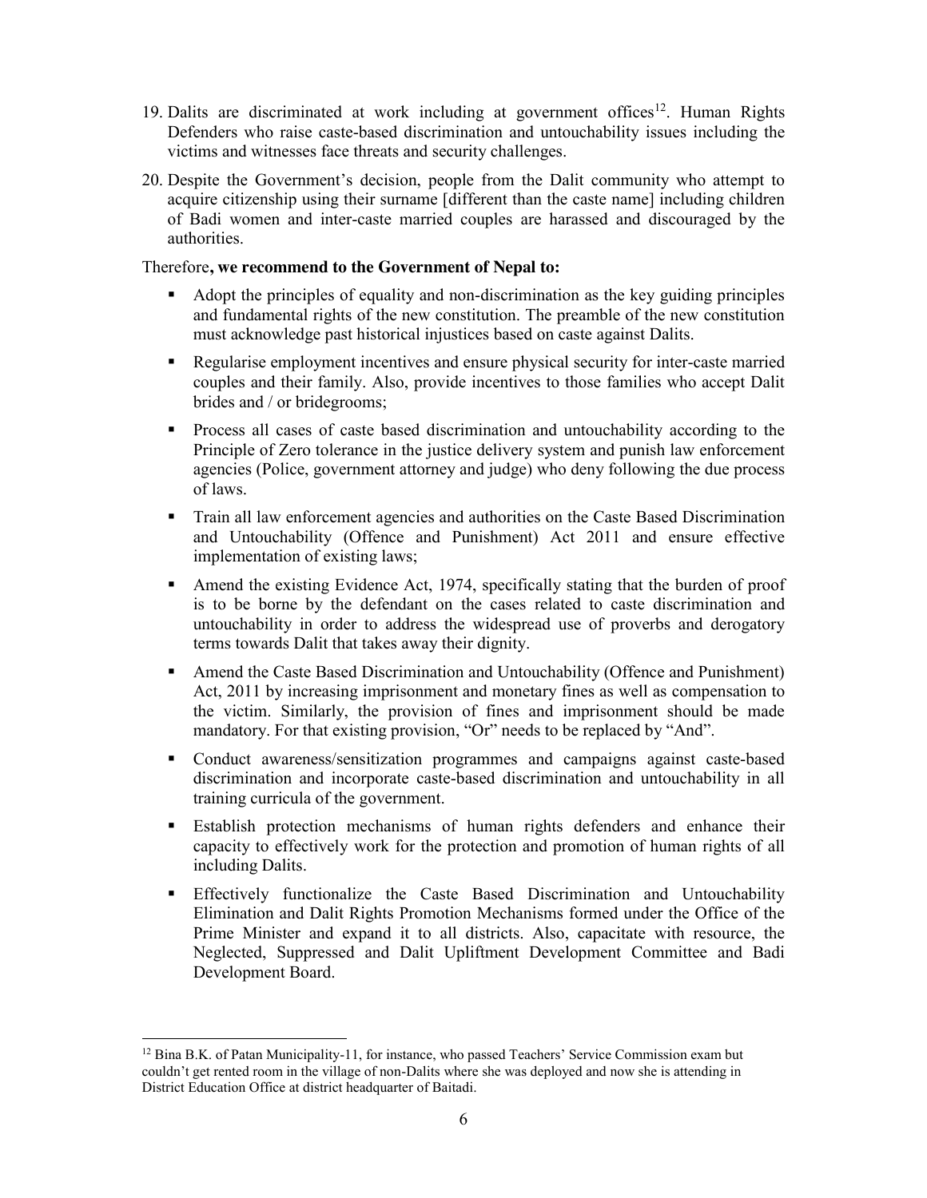19. Dalits are discriminated at work including at government offices[12]. Human Rights Defenders who raise caste-based discrimination and untouchability issues including the victims and witnesses face threats and security challenges.

20. Despite the Government's decision, people from the Dalit community who attempt to acquire citizenship using their surname [different than the caste name] including children of Badi women and inter-caste married couples are harassed and discouraged by the authorities.

Therefore**, we recommend to the Government of Nepal to:**

- Adopt the principles of equality and non-discrimination as the key guiding principles and fundamental rights of the new constitution. The preamble of the new constitution must acknowledge past historical injustices based on caste against Dalits.
- Regularise employment incentives and ensure physical security for inter-caste married couples and their family. Also, provide incentives to those families who accept Dalit brides and / or bridegrooms;
- Process all cases of caste based discrimination and untouchability according to the Principle of Zero tolerance in the justice delivery system and punish law enforcement agencies (Police, government attorney and judge) who deny following the due process of laws.
- Train all law enforcement agencies and authorities on the Caste Based Discrimination and Untouchability (Offence and Punishment) Act 2011 and ensure effective implementation of existing laws;
- Amend the existing Evidence Act, 1974, specifically stating that the burden of proof is to be borne by the defendant on the cases related to caste discrimination and untouchability in order to address the widespread use of proverbs and derogatory terms towards Dalit that takes away their dignity.
- Amend the Caste Based Discrimination and Untouchability (Offence and Punishment) Act, 2011 by increasing imprisonment and monetary fines as well as compensation to the victim. Similarly, the provision of fines and imprisonment should be made mandatory. For that existing provision, "Or" needs to be replaced by "And".
- Conduct awareness/sensitization programmes and campaigns against caste-based discrimination and incorporate caste-based discrimination and untouchability in all training curricula of the government.
- Establish protection mechanisms of human rights defenders and enhance their capacity to effectively work for the protection and promotion of human rights of all including Dalits.
- Effectively functionalize the Caste Based Discrimination and Untouchability Elimination and Dalit Rights Promotion Mechanisms formed under the Office of the Prime Minister and expand it to all districts. Also, capacitate with resource, the Neglected, Suppressed and Dalit Upliftment Development Committee and Badi Development Board.

---

[12] Bina B.K. of Patan Municipality-11, for instance, who passed Teachers' Service Commission exam but couldn't get rented room in the village of non-Dalits where she was deployed and now she is attending in District Education Office at district headquarter of Baitadi.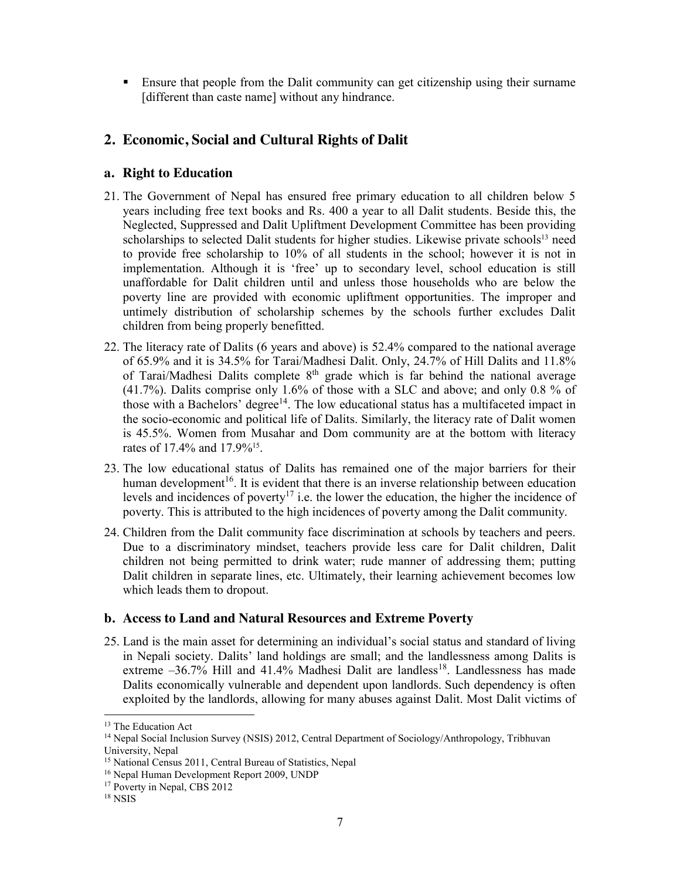- Ensure that people from the Dalit community can get citizenship using their surname [different than caste name] without any hindrance.

## 2. Economic, Social and Cultural Rights of Dalit

### a. Right to Education

21. The Government of Nepal has ensured free primary education to all children below 5 years including free text books and Rs. 400 a year to all Dalit students. Beside this, the Neglected, Suppressed and Dalit Upliftment Development Committee has been providing scholarships to selected Dalit students for higher studies. Likewise private schools[13] need to provide free scholarship to 10% of all students in the school; however it is not in implementation. Although it is 'free' up to secondary level, school education is still unaffordable for Dalit children until and unless those households who are below the poverty line are provided with economic upliftment opportunities. The improper and untimely distribution of scholarship schemes by the schools further excludes Dalit children from being properly benefitted.

22. The literacy rate of Dalits (6 years and above) is 52.4% compared to the national average of 65.9% and it is 34.5% for Tarai/Madhesi Dalit. Only, 24.7% of Hill Dalits and 11.8% of Tarai/Madhesi Dalits complete 8th grade which is far behind the national average (41.7%). Dalits comprise only 1.6% of those with a SLC and above; and only 0.8 % of those with a Bachelors' degree[14]. The low educational status has a multifaceted impact in the socio-economic and political life of Dalits. Similarly, the literacy rate of Dalit women is 45.5%. Women from Musahar and Dom community are at the bottom with literacy rates of 17.4% and 17.9%[15].

23. The low educational status of Dalits has remained one of the major barriers for their human development[16]. It is evident that there is an inverse relationship between education levels and incidences of poverty[17] i.e. the lower the education, the higher the incidence of poverty. This is attributed to the high incidences of poverty among the Dalit community.

24. Children from the Dalit community face discrimination at schools by teachers and peers. Due to a discriminatory mindset, teachers provide less care for Dalit children, Dalit children not being permitted to drink water; rude manner of addressing them; putting Dalit children in separate lines, etc. Ultimately, their learning achievement becomes low which leads them to dropout.

### b. Access to Land and Natural Resources and Extreme Poverty

25. Land is the main asset for determining an individual's social status and standard of living in Nepali society. Dalits' land holdings are small; and the landlessness among Dalits is extreme –36.7% Hill and 41.4% Madhesi Dalit are landless[18]. Landlessness has made Dalits economically vulnerable and dependent upon landlords. Such dependency is often exploited by the landlords, allowing for many abuses against Dalit. Most Dalit victims of

---

[13] The Education Act

[14] Nepal Social Inclusion Survey (NSIS) 2012, Central Department of Sociology/Anthropology, Tribhuvan University, Nepal

[15] National Census 2011, Central Bureau of Statistics, Nepal

[16] Nepal Human Development Report 2009, UNDP

[17] Poverty in Nepal, CBS 2012

[18] NSIS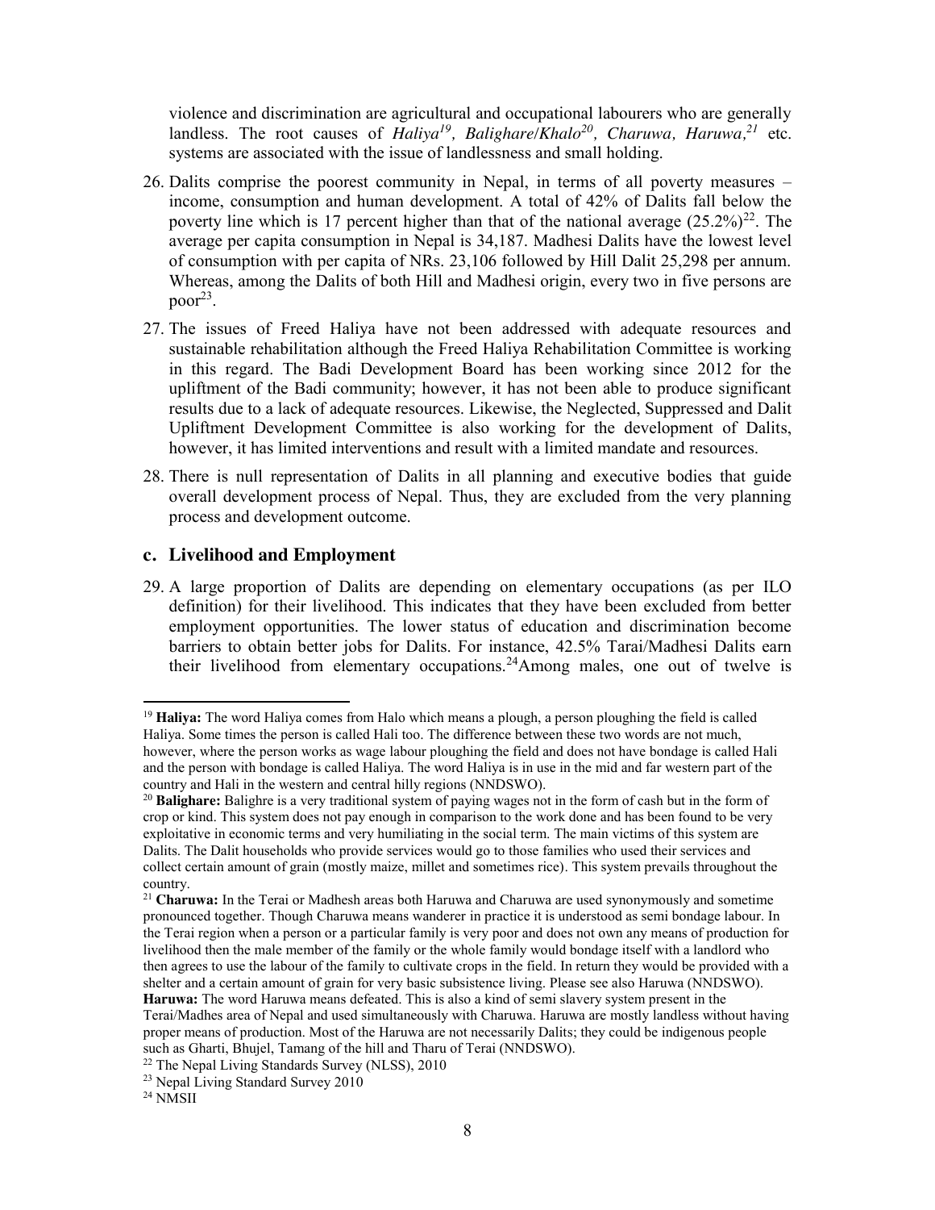violence and discrimination are agricultural and occupational labourers who are generally landless. The root causes of *Haliya*[19], *Balighare/Khalo*[20], *Charuwa, Haruwa,*[21] etc. systems are associated with the issue of landlessness and small holding.

26. Dalits comprise the poorest community in Nepal, in terms of all poverty measures – income, consumption and human development. A total of 42% of Dalits fall below the poverty line which is 17 percent higher than that of the national average (25.2%)[22]. The average per capita consumption in Nepal is 34,187. Madhesi Dalits have the lowest level of consumption with per capita of NRs. 23,106 followed by Hill Dalit 25,298 per annum. Whereas, among the Dalits of both Hill and Madhesi origin, every two in five persons are poor[23].

27. The issues of Freed Haliya have not been addressed with adequate resources and sustainable rehabilitation although the Freed Haliya Rehabilitation Committee is working in this regard. The Badi Development Board has been working since 2012 for the upliftment of the Badi community; however, it has not been able to produce significant results due to a lack of adequate resources. Likewise, the Neglected, Suppressed and Dalit Upliftment Development Committee is also working for the development of Dalits, however, it has limited interventions and result with a limited mandate and resources.

28. There is null representation of Dalits in all planning and executive bodies that guide overall development process of Nepal. Thus, they are excluded from the very planning process and development outcome.

### c. Livelihood and Employment

29. A large proportion of Dalits are depending on elementary occupations (as per ILO definition) for their livelihood. This indicates that they have been excluded from better employment opportunities. The lower status of education and discrimination become barriers to obtain better jobs for Dalits. For instance, 42.5% Tarai/Madhesi Dalits earn their livelihood from elementary occupations.[24]Among males, one out of twelve is

---

[19] **Haliya:** The word Haliya comes from Halo which means a plough, a person ploughing the field is called Haliya. Some times the person is called Hali too. The difference between these two words are not much, however, where the person works as wage labour ploughing the field and does not have bondage is called Hali and the person with bondage is called Haliya. The word Haliya is in use in the mid and far western part of the country and Hali in the western and central hilly regions (NNDSWO).

[20] **Balighare:** Balighre is a very traditional system of paying wages not in the form of cash but in the form of crop or kind. This system does not pay enough in comparison to the work done and has been found to be very exploitative in economic terms and very humiliating in the social term. The main victims of this system are Dalits. The Dalit households who provide services would go to those families who used their services and collect certain amount of grain (mostly maize, millet and sometimes rice). This system prevails throughout the country.

[21] **Charuwa:** In the Terai or Madhesh areas both Haruwa and Charuwa are used synonymously and sometime pronounced together. Though Charuwa means wanderer in practice it is understood as semi bondage labour. In the Terai region when a person or a particular family is very poor and does not own any means of production for livelihood then the male member of the family or the whole family would bondage itself with a landlord who then agrees to use the labour of the family to cultivate crops in the field. In return they would be provided with a shelter and a certain amount of grain for very basic subsistence living. Please see also Haruwa (NNDSWO).
**Haruwa:** The word Haruwa means defeated. This is also a kind of semi slavery system present in the Terai/Madhes area of Nepal and used simultaneously with Charuwa. Haruwa are mostly landless without having proper means of production. Most of the Haruwa are not necessarily Dalits; they could be indigenous people such as Gharti, Bhujel, Tamang of the hill and Tharu of Terai (NNDSWO).

[22] The Nepal Living Standards Survey (NLSS), 2010

[23] Nepal Living Standard Survey 2010

[24] NMSII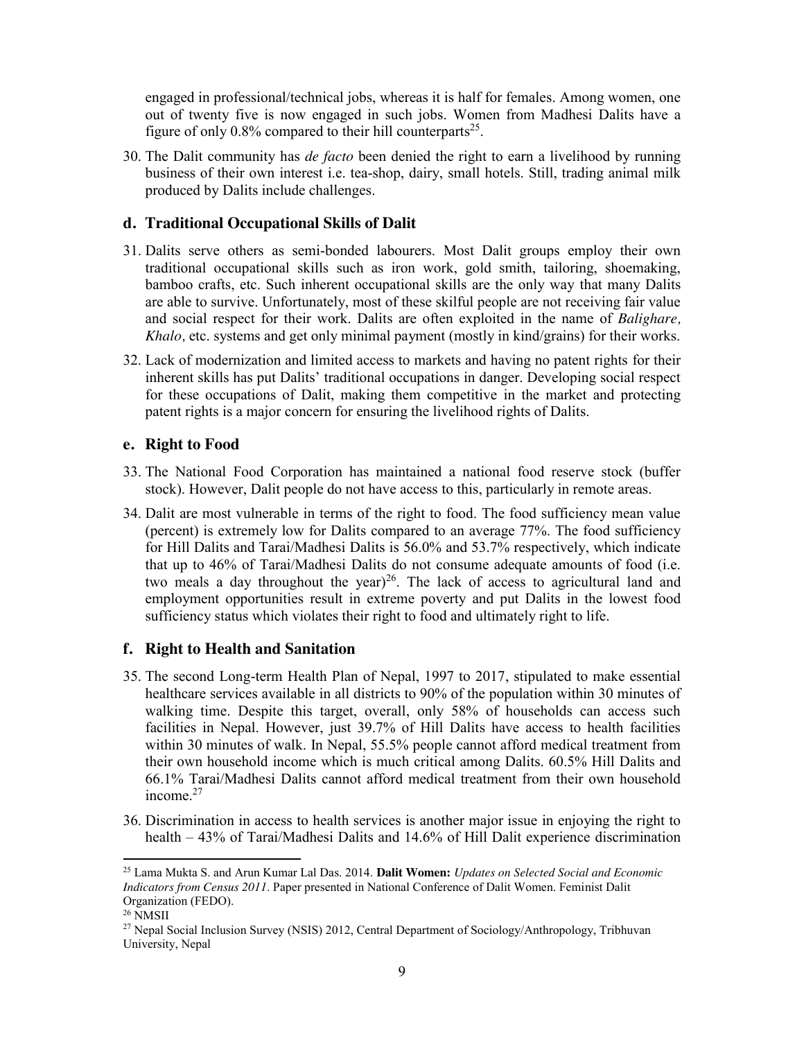engaged in professional/technical jobs, whereas it is half for females. Among women, one out of twenty five is now engaged in such jobs. Women from Madhesi Dalits have a figure of only 0.8% compared to their hill counterparts[25].

30. The Dalit community has *de facto* been denied the right to earn a livelihood by running business of their own interest i.e. tea-shop, dairy, small hotels. Still, trading animal milk produced by Dalits include challenges.

### d. Traditional Occupational Skills of Dalit

31. Dalits serve others as semi-bonded labourers. Most Dalit groups employ their own traditional occupational skills such as iron work, gold smith, tailoring, shoemaking, bamboo crafts, etc. Such inherent occupational skills are the only way that many Dalits are able to survive. Unfortunately, most of these skilful people are not receiving fair value and social respect for their work. Dalits are often exploited in the name of *Balighare, Khalo,* etc. systems and get only minimal payment (mostly in kind/grains) for their works.

32. Lack of modernization and limited access to markets and having no patent rights for their inherent skills has put Dalits' traditional occupations in danger. Developing social respect for these occupations of Dalit, making them competitive in the market and protecting patent rights is a major concern for ensuring the livelihood rights of Dalits.

### e. Right to Food

33. The National Food Corporation has maintained a national food reserve stock (buffer stock). However, Dalit people do not have access to this, particularly in remote areas.

34. Dalit are most vulnerable in terms of the right to food. The food sufficiency mean value (percent) is extremely low for Dalits compared to an average 77%. The food sufficiency for Hill Dalits and Tarai/Madhesi Dalits is 56.0% and 53.7% respectively, which indicate that up to 46% of Tarai/Madhesi Dalits do not consume adequate amounts of food (i.e. two meals a day throughout the year)[26]. The lack of access to agricultural land and employment opportunities result in extreme poverty and put Dalits in the lowest food sufficiency status which violates their right to food and ultimately right to life.

### f. Right to Health and Sanitation

35. The second Long-term Health Plan of Nepal, 1997 to 2017, stipulated to make essential healthcare services available in all districts to 90% of the population within 30 minutes of walking time. Despite this target, overall, only 58% of households can access such facilities in Nepal. However, just 39.7% of Hill Dalits have access to health facilities within 30 minutes of walk. In Nepal, 55.5% people cannot afford medical treatment from their own household income which is much critical among Dalits. 60.5% Hill Dalits and 66.1% Tarai/Madhesi Dalits cannot afford medical treatment from their own household income.[27]

36. Discrimination in access to health services is another major issue in enjoying the right to health – 43% of Tarai/Madhesi Dalits and 14.6% of Hill Dalit experience discrimination

---

[25] Lama Mukta S. and Arun Kumar Lal Das. 2014. **Dalit Women:** *Updates on Selected Social and Economic Indicators from Census 2011*. Paper presented in National Conference of Dalit Women. Feminist Dalit Organization (FEDO).

[26] NMSII

[27] Nepal Social Inclusion Survey (NSIS) 2012, Central Department of Sociology/Anthropology, Tribhuvan University, Nepal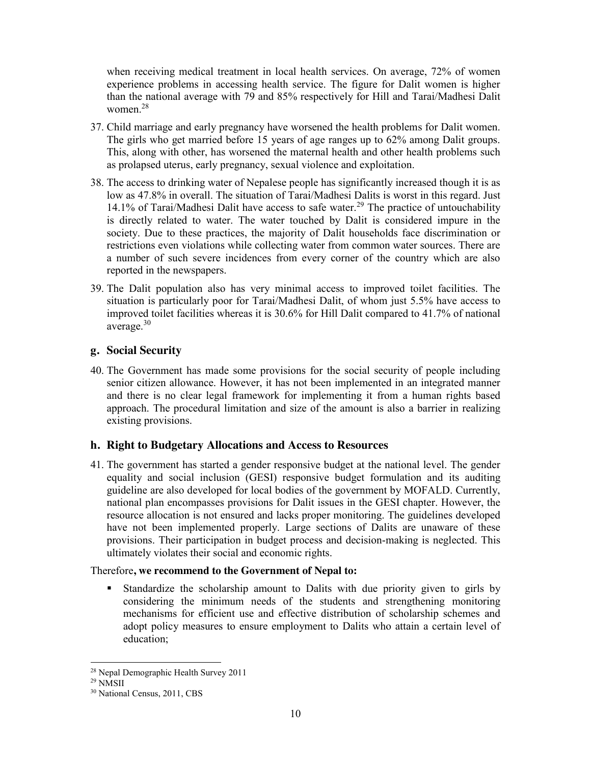when receiving medical treatment in local health services. On average, 72% of women experience problems in accessing health service. The figure for Dalit women is higher than the national average with 79 and 85% respectively for Hill and Tarai/Madhesi Dalit women.[28]

37. Child marriage and early pregnancy have worsened the health problems for Dalit women. The girls who get married before 15 years of age ranges up to 62% among Dalit groups. This, along with other, has worsened the maternal health and other health problems such as prolapsed uterus, early pregnancy, sexual violence and exploitation.

38. The access to drinking water of Nepalese people has significantly increased though it is as low as 47.8% in overall. The situation of Tarai/Madhesi Dalits is worst in this regard. Just 14.1% of Tarai/Madhesi Dalit have access to safe water.[29] The practice of untouchability is directly related to water. The water touched by Dalit is considered impure in the society. Due to these practices, the majority of Dalit households face discrimination or restrictions even violations while collecting water from common water sources. There are a number of such severe incidences from every corner of the country which are also reported in the newspapers.

39. The Dalit population also has very minimal access to improved toilet facilities. The situation is particularly poor for Tarai/Madhesi Dalit, of whom just 5.5% have access to improved toilet facilities whereas it is 30.6% for Hill Dalit compared to 41.7% of national average.[30]

## g. Social Security

40. The Government has made some provisions for the social security of people including senior citizen allowance. However, it has not been implemented in an integrated manner and there is no clear legal framework for implementing it from a human rights based approach. The procedural limitation and size of the amount is also a barrier in realizing existing provisions.

## h. Right to Budgetary Allocations and Access to Resources

41. The government has started a gender responsive budget at the national level. The gender equality and social inclusion (GESI) responsive budget formulation and its auditing guideline are also developed for local bodies of the government by MOFALD. Currently, national plan encompasses provisions for Dalit issues in the GESI chapter. However, the resource allocation is not ensured and lacks proper monitoring. The guidelines developed have not been implemented properly. Large sections of Dalits are unaware of these provisions. Their participation in budget process and decision-making is neglected. This ultimately violates their social and economic rights.

Therefore**, we recommend to the Government of Nepal to:**

- Standardize the scholarship amount to Dalits with due priority given to girls by considering the minimum needs of the students and strengthening monitoring mechanisms for efficient use and effective distribution of scholarship schemes and adopt policy measures to ensure employment to Dalits who attain a certain level of education;

---

[28] Nepal Demographic Health Survey 2011

[29] NMSII

[30] National Census, 2011, CBS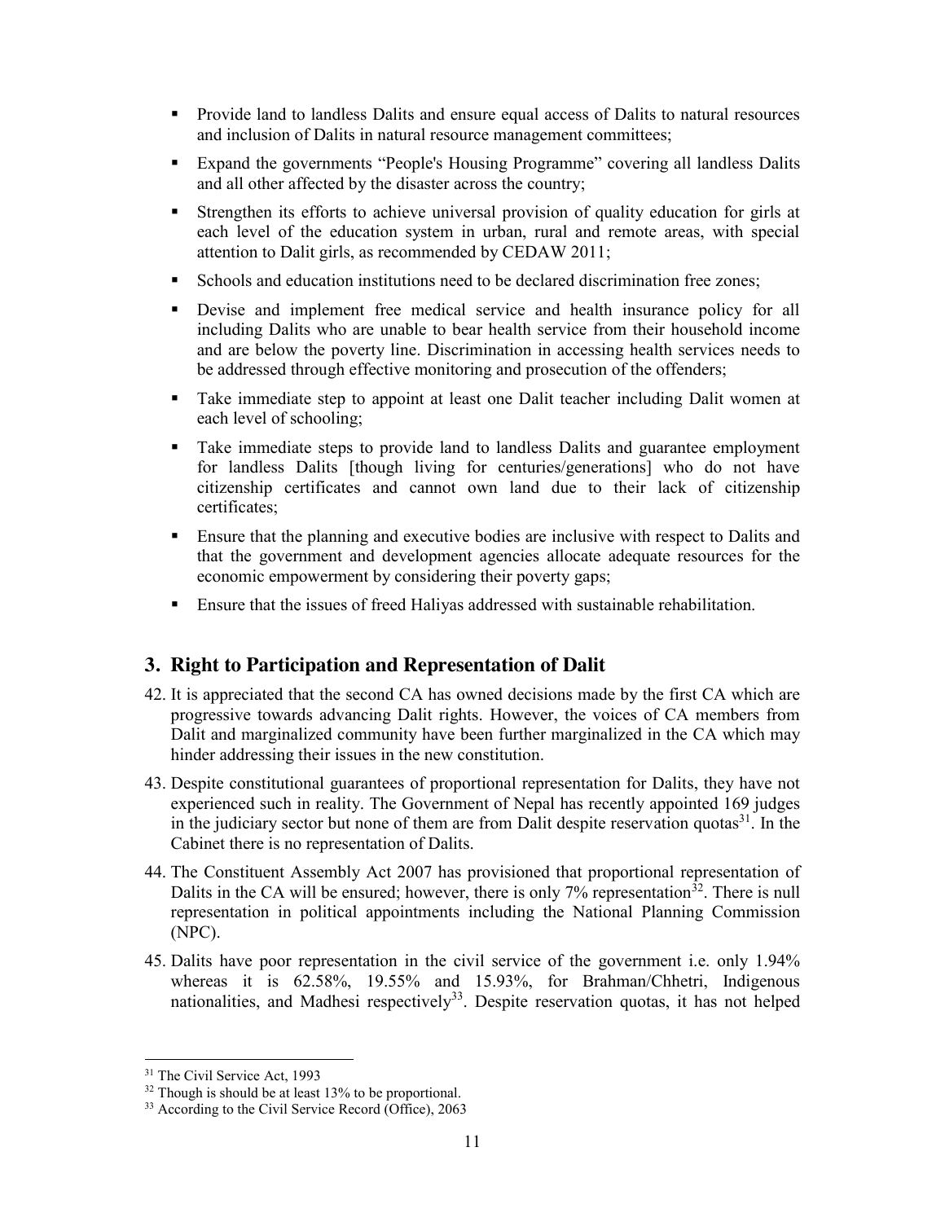- Provide land to landless Dalits and ensure equal access of Dalits to natural resources and inclusion of Dalits in natural resource management committees;
- Expand the governments "People's Housing Programme" covering all landless Dalits and all other affected by the disaster across the country;
- Strengthen its efforts to achieve universal provision of quality education for girls at each level of the education system in urban, rural and remote areas, with special attention to Dalit girls, as recommended by CEDAW 2011;
- Schools and education institutions need to be declared discrimination free zones;
- Devise and implement free medical service and health insurance policy for all including Dalits who are unable to bear health service from their household income and are below the poverty line. Discrimination in accessing health services needs to be addressed through effective monitoring and prosecution of the offenders;
- Take immediate step to appoint at least one Dalit teacher including Dalit women at each level of schooling;
- Take immediate steps to provide land to landless Dalits and guarantee employment for landless Dalits [though living for centuries/generations] who do not have citizenship certificates and cannot own land due to their lack of citizenship certificates;
- Ensure that the planning and executive bodies are inclusive with respect to Dalits and that the government and development agencies allocate adequate resources for the economic empowerment by considering their poverty gaps;
- Ensure that the issues of freed Haliyas addressed with sustainable rehabilitation.

## 3. Right to Participation and Representation of Dalit

42. It is appreciated that the second CA has owned decisions made by the first CA which are progressive towards advancing Dalit rights. However, the voices of CA members from Dalit and marginalized community have been further marginalized in the CA which may hinder addressing their issues in the new constitution.

43. Despite constitutional guarantees of proportional representation for Dalits, they have not experienced such in reality. The Government of Nepal has recently appointed 169 judges in the judiciary sector but none of them are from Dalit despite reservation quotas[31]. In the Cabinet there is no representation of Dalits.

44. The Constituent Assembly Act 2007 has provisioned that proportional representation of Dalits in the CA will be ensured; however, there is only 7% representation[32]. There is null representation in political appointments including the National Planning Commission (NPC).

45. Dalits have poor representation in the civil service of the government i.e. only 1.94% whereas it is 62.58%, 19.55% and 15.93%, for Brahman/Chhetri, Indigenous nationalities, and Madhesi respectively[33]. Despite reservation quotas, it has not helped

---

[31] The Civil Service Act, 1993

[32] Though is should be at least 13% to be proportional.

[33] According to the Civil Service Record (Office), 2063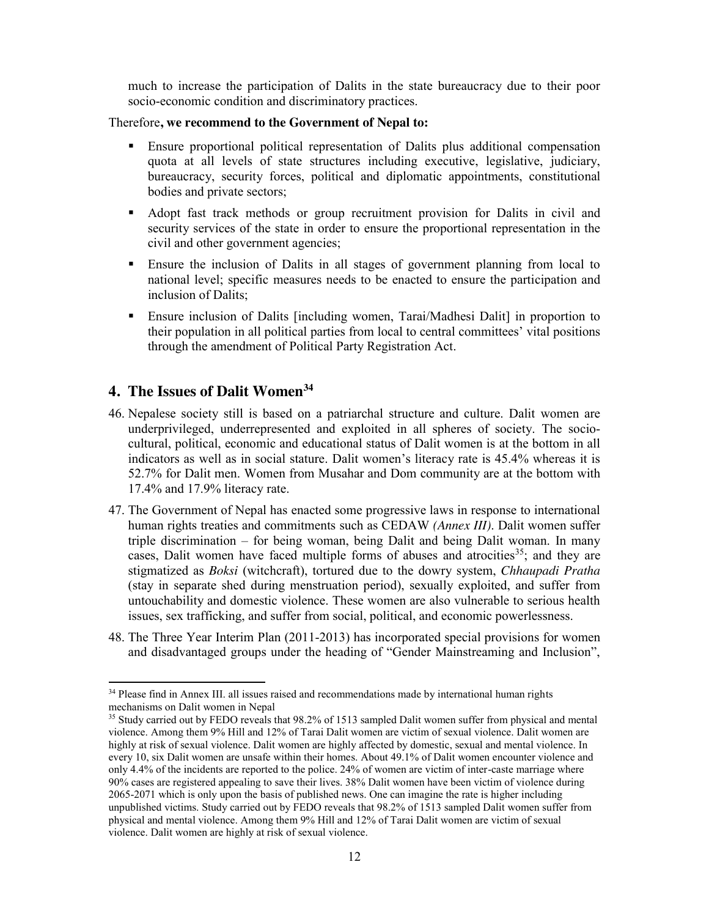much to increase the participation of Dalits in the state bureaucracy due to their poor socio-economic condition and discriminatory practices.

Therefore**, we recommend to the Government of Nepal to:**

- Ensure proportional political representation of Dalits plus additional compensation quota at all levels of state structures including executive, legislative, judiciary, bureaucracy, security forces, political and diplomatic appointments, constitutional bodies and private sectors;
- Adopt fast track methods or group recruitment provision for Dalits in civil and security services of the state in order to ensure the proportional representation in the civil and other government agencies;
- Ensure the inclusion of Dalits in all stages of government planning from local to national level; specific measures needs to be enacted to ensure the participation and inclusion of Dalits;
- Ensure inclusion of Dalits [including women, Tarai/Madhesi Dalit] in proportion to their population in all political parties from local to central committees' vital positions through the amendment of Political Party Registration Act.

## 4. The Issues of Dalit Women[34]

46. Nepalese society still is based on a patriarchal structure and culture. Dalit women are underprivileged, underrepresented and exploited in all spheres of society. The socio-cultural, political, economic and educational status of Dalit women is at the bottom in all indicators as well as in social stature. Dalit women's literacy rate is 45.4% whereas it is 52.7% for Dalit men. Women from Musahar and Dom community are at the bottom with 17.4% and 17.9% literacy rate.

47. The Government of Nepal has enacted some progressive laws in response to international human rights treaties and commitments such as CEDAW *(Annex III)*. Dalit women suffer triple discrimination – for being woman, being Dalit and being Dalit woman. In many cases, Dalit women have faced multiple forms of abuses and atrocities[35]; and they are stigmatized as *Boksi* (witchcraft), tortured due to the dowry system, *Chhaupadi Pratha* (stay in separate shed during menstruation period), sexually exploited, and suffer from untouchability and domestic violence. These women are also vulnerable to serious health issues, sex trafficking, and suffer from social, political, and economic powerlessness.

48. The Three Year Interim Plan (2011-2013) has incorporated special provisions for women and disadvantaged groups under the heading of "Gender Mainstreaming and Inclusion",

---

[34] Please find in Annex III. all issues raised and recommendations made by international human rights mechanisms on Dalit women in Nepal

[35] Study carried out by FEDO reveals that 98.2% of 1513 sampled Dalit women suffer from physical and mental violence. Among them 9% Hill and 12% of Tarai Dalit women are victim of sexual violence. Dalit women are highly at risk of sexual violence. Dalit women are highly affected by domestic, sexual and mental violence. In every 10, six Dalit women are unsafe within their homes. About 49.1% of Dalit women encounter violence and only 4.4% of the incidents are reported to the police. 24% of women are victim of inter-caste marriage where 90% cases are registered appealing to save their lives. 38% Dalit women have been victim of violence during 2065-2071 which is only upon the basis of published news. One can imagine the rate is higher including unpublished victims. Study carried out by FEDO reveals that 98.2% of 1513 sampled Dalit women suffer from physical and mental violence. Among them 9% Hill and 12% of Tarai Dalit women are victim of sexual violence. Dalit women are highly at risk of sexual violence.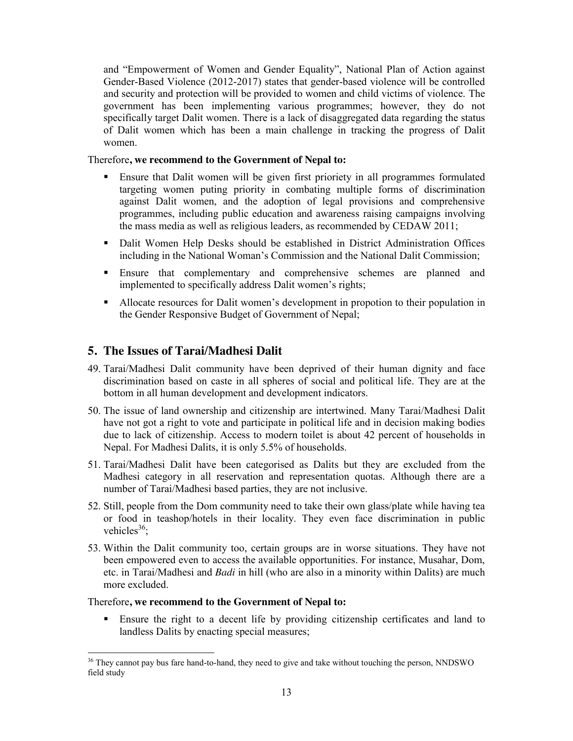and "Empowerment of Women and Gender Equality", National Plan of Action against Gender-Based Violence (2012-2017) states that gender-based violence will be controlled and security and protection will be provided to women and child victims of violence. The government has been implementing various programmes; however, they do not specifically target Dalit women. There is a lack of disaggregated data regarding the status of Dalit women which has been a main challenge in tracking the progress of Dalit women.

Therefore**, we recommend to the Government of Nepal to:**

- Ensure that Dalit women will be given first prioriety in all programmes formulated targeting women puting priority in combating multiple forms of discrimination against Dalit women, and the adoption of legal provisions and comprehensive programmes, including public education and awareness raising campaigns involving the mass media as well as religious leaders, as recommended by CEDAW 2011;
- Dalit Women Help Desks should be established in District Administration Offices including in the National Woman's Commission and the National Dalit Commission;
- Ensure that complementary and comprehensive schemes are planned and implemented to specifically address Dalit women's rights;
- Allocate resources for Dalit women's development in propotion to their population in the Gender Responsive Budget of Government of Nepal;

## 5. The Issues of Tarai/Madhesi Dalit

49. Tarai/Madhesi Dalit community have been deprived of their human dignity and face discrimination based on caste in all spheres of social and political life. They are at the bottom in all human development and development indicators.
50. The issue of land ownership and citizenship are intertwined. Many Tarai/Madhesi Dalit have not got a right to vote and participate in political life and in decision making bodies due to lack of citizenship. Access to modern toilet is about 42 percent of households in Nepal. For Madhesi Dalits, it is only 5.5% of households.
51. Tarai/Madhesi Dalit have been categorised as Dalits but they are excluded from the Madhesi category in all reservation and representation quotas. Although there are a number of Tarai/Madhesi based parties, they are not inclusive.
52. Still, people from the Dom community need to take their own glass/plate while having tea or food in teashop/hotels in their locality. They even face discrimination in public vehicles[36];
53. Within the Dalit community too, certain groups are in worse situations. They have not been empowered even to access the available opportunities. For instance, Musahar, Dom, etc. in Tarai/Madhesi and *Badi* in hill (who are also in a minority within Dalits) are much more excluded.

Therefore**, we recommend to the Government of Nepal to:**

- Ensure the right to a decent life by providing citizenship certificates and land to landless Dalits by enacting special measures;

[36] They cannot pay bus fare hand-to-hand, they need to give and take without touching the person, NNDSWO field study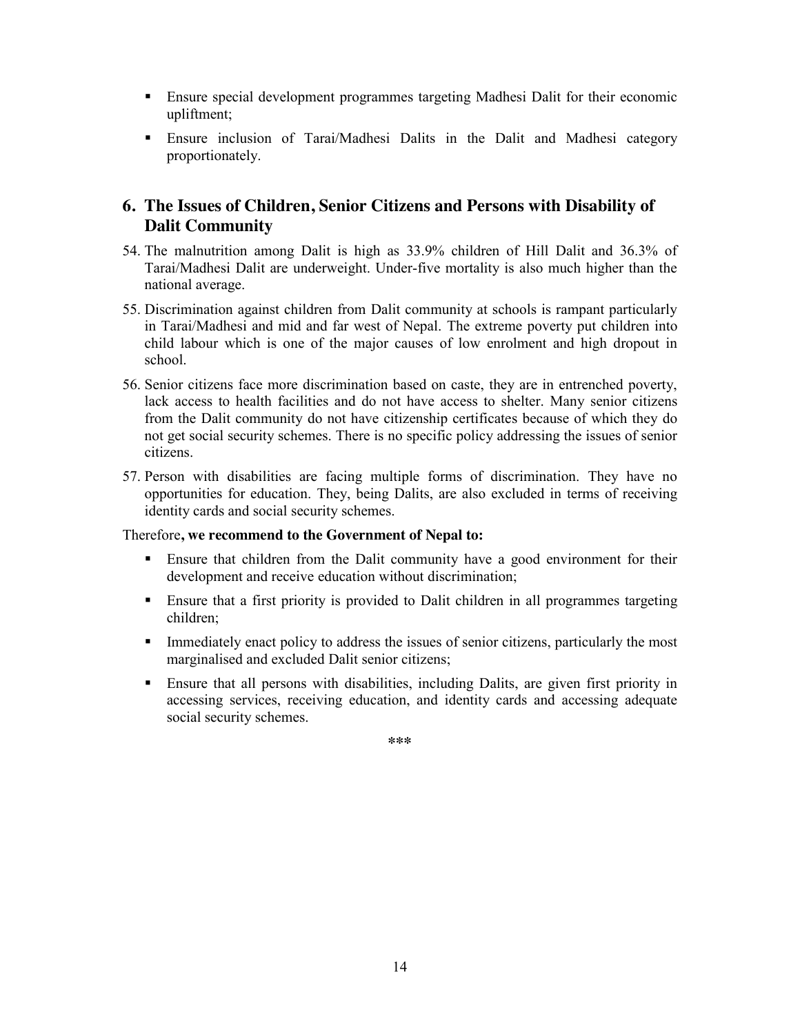- Ensure special development programmes targeting Madhesi Dalit for their economic upliftment;
- Ensure inclusion of Tarai/Madhesi Dalits in the Dalit and Madhesi category proportionately.

## 6. The Issues of Children, Senior Citizens and Persons with Disability of Dalit Community

54. The malnutrition among Dalit is high as 33.9% children of Hill Dalit and 36.3% of Tarai/Madhesi Dalit are underweight. Under-five mortality is also much higher than the national average.
55. Discrimination against children from Dalit community at schools is rampant particularly in Tarai/Madhesi and mid and far west of Nepal. The extreme poverty put children into child labour which is one of the major causes of low enrolment and high dropout in school.
56. Senior citizens face more discrimination based on caste, they are in entrenched poverty, lack access to health facilities and do not have access to shelter. Many senior citizens from the Dalit community do not have citizenship certificates because of which they do not get social security schemes. There is no specific policy addressing the issues of senior citizens.
57. Person with disabilities are facing multiple forms of discrimination. They have no opportunities for education. They, being Dalits, are also excluded in terms of receiving identity cards and social security schemes.

Therefore**, we recommend to the Government of Nepal to:**

- Ensure that children from the Dalit community have a good environment for their development and receive education without discrimination;
- Ensure that a first priority is provided to Dalit children in all programmes targeting children;
- Immediately enact policy to address the issues of senior citizens, particularly the most marginalised and excluded Dalit senior citizens;
- Ensure that all persons with disabilities, including Dalits, are given first priority in accessing services, receiving education, and identity cards and accessing adequate social security schemes.

***